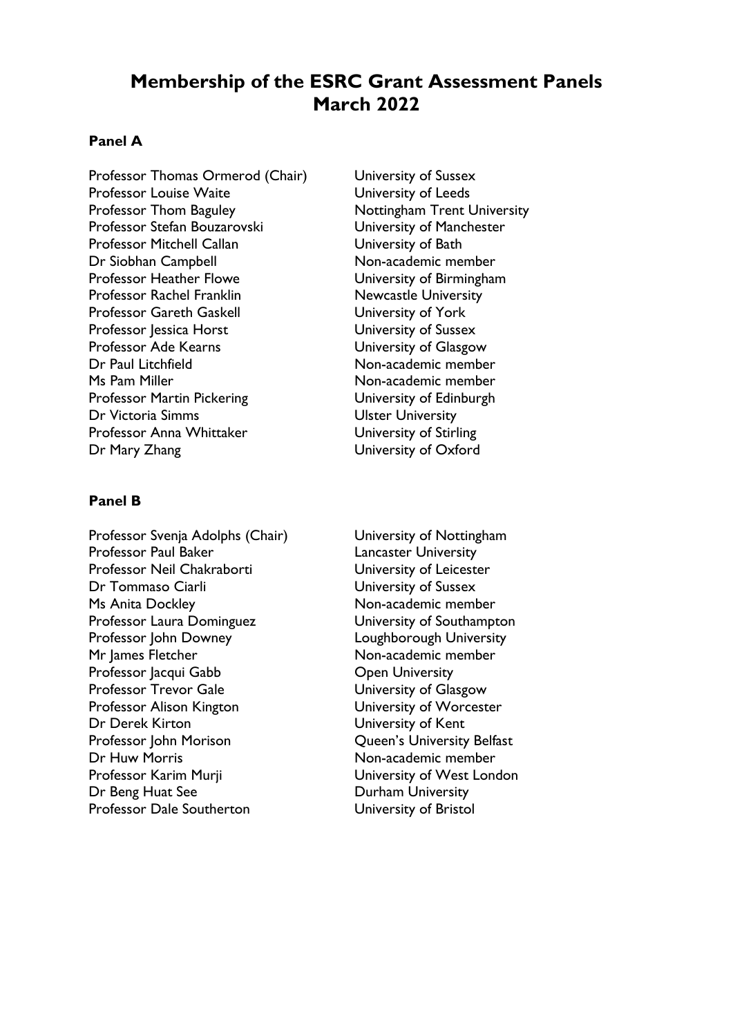# Membership of the ESRC Grant Assessment Panels March 2022

## Panel A

| | |
|---|---|
| Professor Thomas Ormerod (Chair) | University of Sussex |
| Professor Louise Waite | University of Leeds |
| Professor Thom Baguley | Nottingham Trent University |
| Professor Stefan Bouzarovski | University of Manchester |
| Professor Mitchell Callan | University of Bath |
| Dr Siobhan Campbell | Non-academic member |
| Professor Heather Flowe | University of Birmingham |
| Professor Rachel Franklin | Newcastle University |
| Professor Gareth Gaskell | University of York |
| Professor Jessica Horst | University of Sussex |
| Professor Ade Kearns | University of Glasgow |
| Dr Paul Litchfield | Non-academic member |
| Ms Pam Miller | Non-academic member |
| Professor Martin Pickering | University of Edinburgh |
| Dr Victoria Simms | Ulster University |
| Professor Anna Whittaker | University of Stirling |
| Dr Mary Zhang | University of Oxford |

## Panel B

| | |
|---|---|
| Professor Svenja Adolphs (Chair) | University of Nottingham |
| Professor Paul Baker | Lancaster University |
| Professor Neil Chakraborti | University of Leicester |
| Dr Tommaso Ciarli | University of Sussex |
| Ms Anita Dockley | Non-academic member |
| Professor Laura Dominguez | University of Southampton |
| Professor John Downey | Loughborough University |
| Mr James Fletcher | Non-academic member |
| Professor Jacqui Gabb | Open University |
| Professor Trevor Gale | University of Glasgow |
| Professor Alison Kington | University of Worcester |
| Dr Derek Kirton | University of Kent |
| Professor John Morison | Queen's University Belfast |
| Dr Huw Morris | Non-academic member |
| Professor Karim Murji | University of West London |
| Dr Beng Huat See | Durham University |
| Professor Dale Southerton | University of Bristol |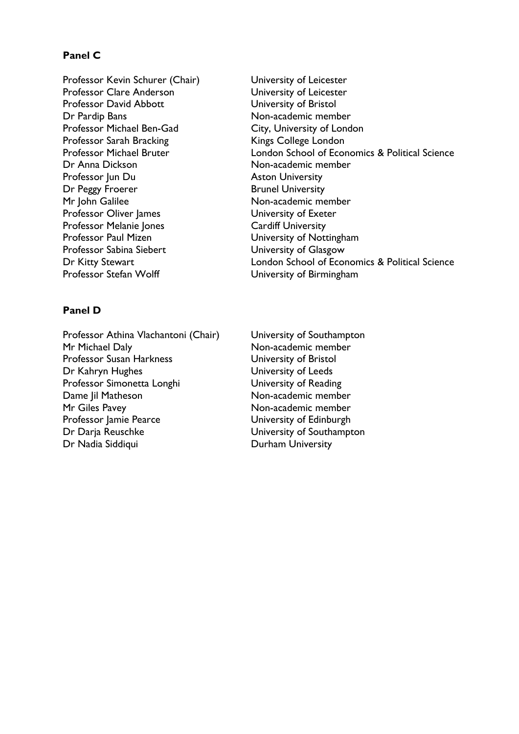**Panel C**

| | |
|---|---|
| Professor Kevin Schurer (Chair) | University of Leicester |
| Professor Clare Anderson | University of Leicester |
| Professor David Abbott | University of Bristol |
| Dr Pardip Bans | Non-academic member |
| Professor Michael Ben-Gad | City, University of London |
| Professor Sarah Bracking | Kings College London |
| Professor Michael Bruter | London School of Economics & Political Science |
| Dr Anna Dickson | Non-academic member |
| Professor Jun Du | Aston University |
| Dr Peggy Froerer | Brunel University |
| Mr John Galilee | Non-academic member |
| Professor Oliver James | University of Exeter |
| Professor Melanie Jones | Cardiff University |
| Professor Paul Mizen | University of Nottingham |
| Professor Sabina Siebert | University of Glasgow |
| Dr Kitty Stewart | London School of Economics & Political Science |
| Professor Stefan Wolff | University of Birmingham |

**Panel D**

| | |
|---|---|
| Professor Athina Vlachantoni (Chair) | University of Southampton |
| Mr Michael Daly | Non-academic member |
| Professor Susan Harkness | University of Bristol |
| Dr Kahryn Hughes | University of Leeds |
| Professor Simonetta Longhi | University of Reading |
| Dame Jil Matheson | Non-academic member |
| Mr Giles Pavey | Non-academic member |
| Professor Jamie Pearce | University of Edinburgh |
| Dr Darja Reuschke | University of Southampton |
| Dr Nadia Siddiqui | Durham University |